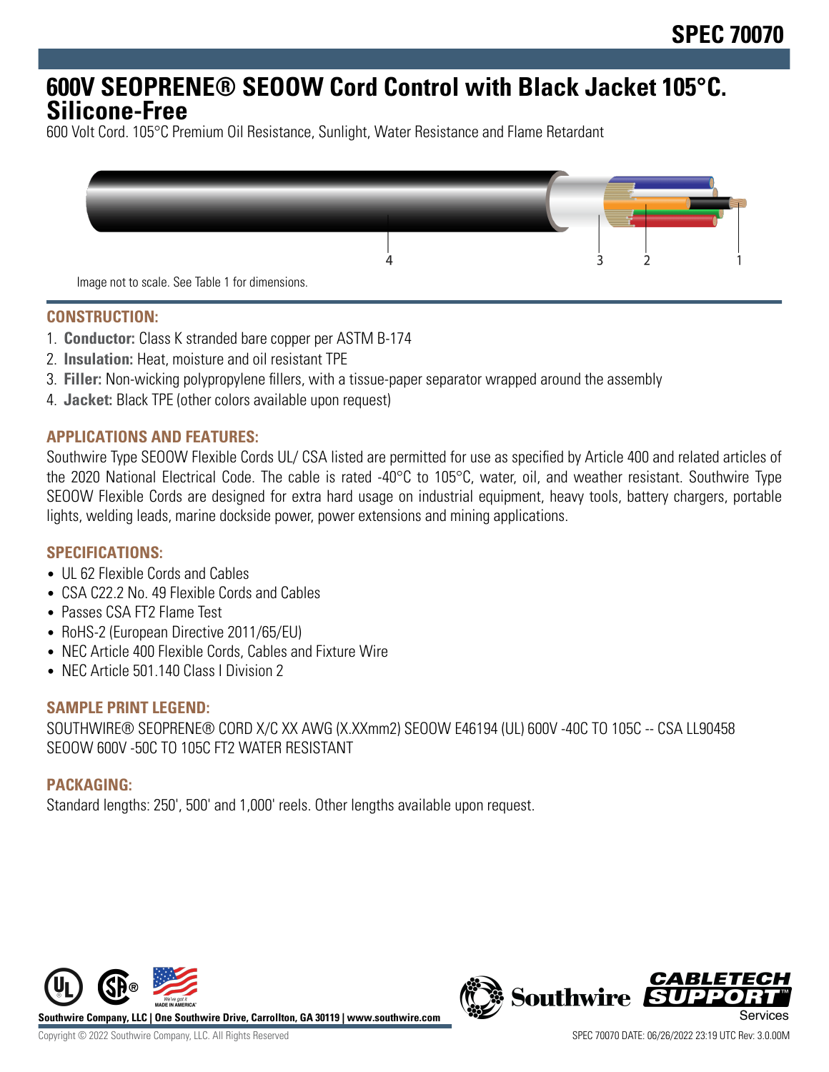# 600V SEOPRENE® SEOOW Cord Control with Black Jacket 105°C. Silicone-Free

600 Volt Cord. 105°C Premium Oil Resistance, Sunlight, Water Resistance and Flame Retardant

Image not to scale. See Table 1 for dimensions.

## CONSTRUCTION:

1. **Conductor:** Class K stranded bare copper per ASTM B-174
2. **Insulation:** Heat, moisture and oil resistant TPE
3. **Filler:** Non-wicking polypropylene fillers, with a tissue-paper separator wrapped around the assembly
4. **Jacket:** Black TPE (other colors available upon request)

## APPLICATIONS AND FEATURES:

Southwire Type SEOOW Flexible Cords UL/ CSA listed are permitted for use as specified by Article 400 and related articles of the 2020 National Electrical Code. The cable is rated -40°C to 105°C, water, oil, and weather resistant. Southwire Type SEOOW Flexible Cords are designed for extra hard usage on industrial equipment, heavy tools, battery chargers, portable lights, welding leads, marine dockside power, power extensions and mining applications.

## SPECIFICATIONS:

- UL 62 Flexible Cords and Cables
- CSA C22.2 No. 49 Flexible Cords and Cables
- Passes CSA FT2 Flame Test
- RoHS-2 (European Directive 2011/65/EU)
- NEC Article 400 Flexible Cords, Cables and Fixture Wire
- NEC Article 501.140 Class I Division 2

## SAMPLE PRINT LEGEND:

SOUTHWIRE® SEOPRENE® CORD X/C XX AWG (X.XXmm2) SEOOW E46194 (UL) 600V -40C TO 105C -- CSA LL90458 SEOOW 600V -50C TO 105C FT2 WATER RESISTANT

## PACKAGING:

Standard lengths: 250', 500' and 1,000' reels. Other lengths available upon request.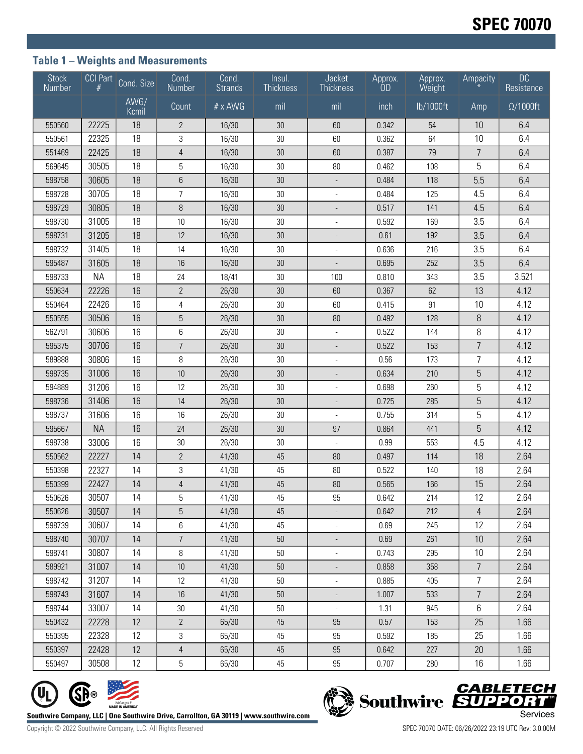## Table 1 – Weights and Measurements

| Stock Number | CCI Part # | Cond. Size | Cond. Number | Cond. Strands | Insul. Thickness | Jacket Thickness | Approx. OD | Approx. Weight | Ampacity * | DC Resistance |
|---|---|---|---|---|---|---|---|---|---|---|
| | | AWG/ Kcmil | Count | # x AWG | mil | mil | inch | lb/1000ft | Amp | Ω/1000ft |
| 550560 | 22225 | 18 | 2 | 16/30 | 30 | 60 | 0.342 | 54 | 10 | 6.4 |
| 550561 | 22325 | 18 | 3 | 16/30 | 30 | 60 | 0.362 | 64 | 10 | 6.4 |
| 551469 | 22425 | 18 | 4 | 16/30 | 30 | 60 | 0.387 | 79 | 7 | 6.4 |
| 569645 | 30505 | 18 | 5 | 16/30 | 30 | 80 | 0.462 | 108 | 5 | 6.4 |
| 598758 | 30605 | 18 | 6 | 16/30 | 30 | - | 0.484 | 118 | 5.5 | 6.4 |
| 598728 | 30705 | 18 | 7 | 16/30 | 30 | - | 0.484 | 125 | 4.5 | 6.4 |
| 598729 | 30805 | 18 | 8 | 16/30 | 30 | - | 0.517 | 141 | 4.5 | 6.4 |
| 598730 | 31005 | 18 | 10 | 16/30 | 30 | - | 0.592 | 169 | 3.5 | 6.4 |
| 598731 | 31205 | 18 | 12 | 16/30 | 30 | - | 0.61 | 192 | 3.5 | 6.4 |
| 598732 | 31405 | 18 | 14 | 16/30 | 30 | - | 0.636 | 216 | 3.5 | 6.4 |
| 595487 | 31605 | 18 | 16 | 16/30 | 30 | - | 0.695 | 252 | 3.5 | 6.4 |
| 598733 | NA | 18 | 24 | 18/41 | 30 | 100 | 0.810 | 343 | 3.5 | 3.521 |
| 550634 | 22226 | 16 | 2 | 26/30 | 30 | 60 | 0.367 | 62 | 13 | 4.12 |
| 550464 | 22426 | 16 | 4 | 26/30 | 30 | 60 | 0.415 | 91 | 10 | 4.12 |
| 550555 | 30506 | 16 | 5 | 26/30 | 30 | 80 | 0.492 | 128 | 8 | 4.12 |
| 562791 | 30606 | 16 | 6 | 26/30 | 30 | - | 0.522 | 144 | 8 | 4.12 |
| 595375 | 30706 | 16 | 7 | 26/30 | 30 | - | 0.522 | 153 | 7 | 4.12 |
| 589888 | 30806 | 16 | 8 | 26/30 | 30 | - | 0.56 | 173 | 7 | 4.12 |
| 598735 | 31006 | 16 | 10 | 26/30 | 30 | - | 0.634 | 210 | 5 | 4.12 |
| 594889 | 31206 | 16 | 12 | 26/30 | 30 | - | 0.698 | 260 | 5 | 4.12 |
| 598736 | 31406 | 16 | 14 | 26/30 | 30 | - | 0.725 | 285 | 5 | 4.12 |
| 598737 | 31606 | 16 | 16 | 26/30 | 30 | - | 0.755 | 314 | 5 | 4.12 |
| 595667 | NA | 16 | 24 | 26/30 | 30 | 97 | 0.864 | 441 | 5 | 4.12 |
| 598738 | 33006 | 16 | 30 | 26/30 | 30 | - | 0.99 | 553 | 4.5 | 4.12 |
| 550562 | 22227 | 14 | 2 | 41/30 | 45 | 80 | 0.497 | 114 | 18 | 2.64 |
| 550398 | 22327 | 14 | 3 | 41/30 | 45 | 80 | 0.522 | 140 | 18 | 2.64 |
| 550399 | 22427 | 14 | 4 | 41/30 | 45 | 80 | 0.565 | 166 | 15 | 2.64 |
| 550626 | 30507 | 14 | 5 | 41/30 | 45 | 95 | 0.642 | 214 | 12 | 2.64 |
| 550626 | 30507 | 14 | 5 | 41/30 | 45 | - | 0.642 | 212 | 4 | 2.64 |
| 598739 | 30607 | 14 | 6 | 41/30 | 45 | - | 0.69 | 245 | 12 | 2.64 |
| 598740 | 30707 | 14 | 7 | 41/30 | 50 | - | 0.69 | 261 | 10 | 2.64 |
| 598741 | 30807 | 14 | 8 | 41/30 | 50 | - | 0.743 | 295 | 10 | 2.64 |
| 589921 | 31007 | 14 | 10 | 41/30 | 50 | - | 0.858 | 358 | 7 | 2.64 |
| 598742 | 31207 | 14 | 12 | 41/30 | 50 | - | 0.885 | 405 | 7 | 2.64 |
| 598743 | 31607 | 14 | 16 | 41/30 | 50 | - | 1.007 | 533 | 7 | 2.64 |
| 598744 | 33007 | 14 | 30 | 41/30 | 50 | - | 1.31 | 945 | 6 | 2.64 |
| 550432 | 22228 | 12 | 2 | 65/30 | 45 | 95 | 0.57 | 153 | 25 | 1.66 |
| 550395 | 22328 | 12 | 3 | 65/30 | 45 | 95 | 0.592 | 185 | 25 | 1.66 |
| 550397 | 22428 | 12 | 4 | 65/30 | 45 | 95 | 0.642 | 227 | 20 | 1.66 |
| 550497 | 30508 | 12 | 5 | 65/30 | 45 | 95 | 0.707 | 280 | 16 | 1.66 |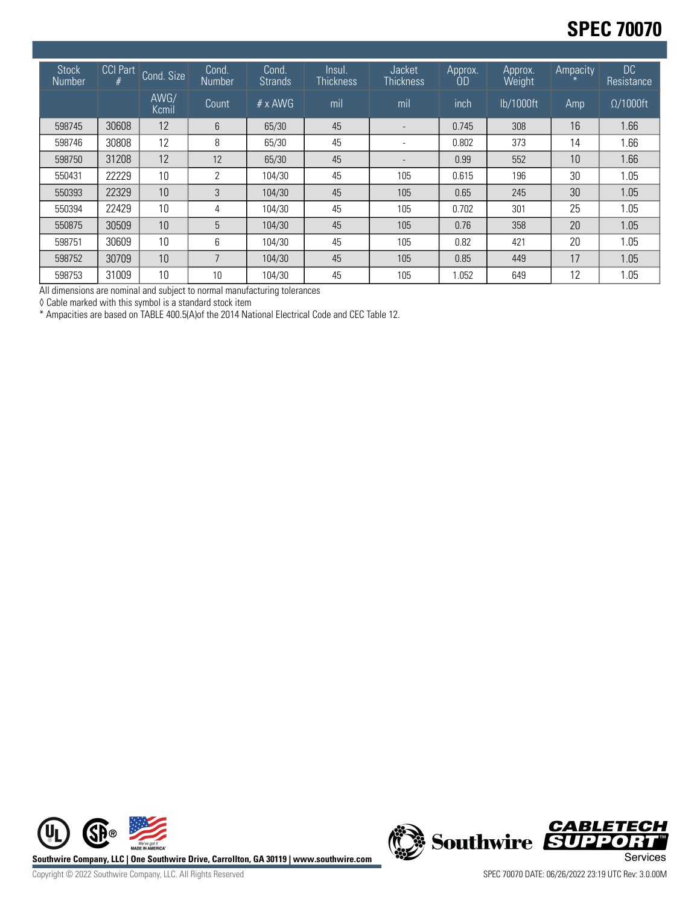| Stock Number | CCI Part # | Cond. Size | Cond. Number | Cond. Strands | Insul. Thickness | Jacket Thickness | Approx. OD | Approx. Weight | Ampacity * | DC Resistance |
|---|---|---|---|---|---|---|---|---|---|---|
| | | AWG/ Kcmil | Count | # x AWG | mil | mil | inch | lb/1000ft | Amp | Ω/1000ft |
| 598745 | 30608 | 12 | 6 | 65/30 | 45 | - | 0.745 | 308 | 16 | 1.66 |
| 598746 | 30808 | 12 | 8 | 65/30 | 45 | - | 0.802 | 373 | 14 | 1.66 |
| 598750 | 31208 | 12 | 12 | 65/30 | 45 | - | 0.99 | 552 | 10 | 1.66 |
| 550431 | 22229 | 10 | 2 | 104/30 | 45 | 105 | 0.615 | 196 | 30 | 1.05 |
| 550393 | 22329 | 10 | 3 | 104/30 | 45 | 105 | 0.65 | 245 | 30 | 1.05 |
| 550394 | 22429 | 10 | 4 | 104/30 | 45 | 105 | 0.702 | 301 | 25 | 1.05 |
| 550875 | 30509 | 10 | 5 | 104/30 | 45 | 105 | 0.76 | 358 | 20 | 1.05 |
| 598751 | 30609 | 10 | 6 | 104/30 | 45 | 105 | 0.82 | 421 | 20 | 1.05 |
| 598752 | 30709 | 10 | 7 | 104/30 | 45 | 105 | 0.85 | 449 | 17 | 1.05 |
| 598753 | 31009 | 10 | 10 | 104/30 | 45 | 105 | 1.052 | 649 | 12 | 1.05 |

All dimensions are nominal and subject to normal manufacturing tolerances

◊ Cable marked with this symbol is a standard stock item

* Ampacities are based on TABLE 400.5(A)of the 2014 National Electrical Code and CEC Table 12.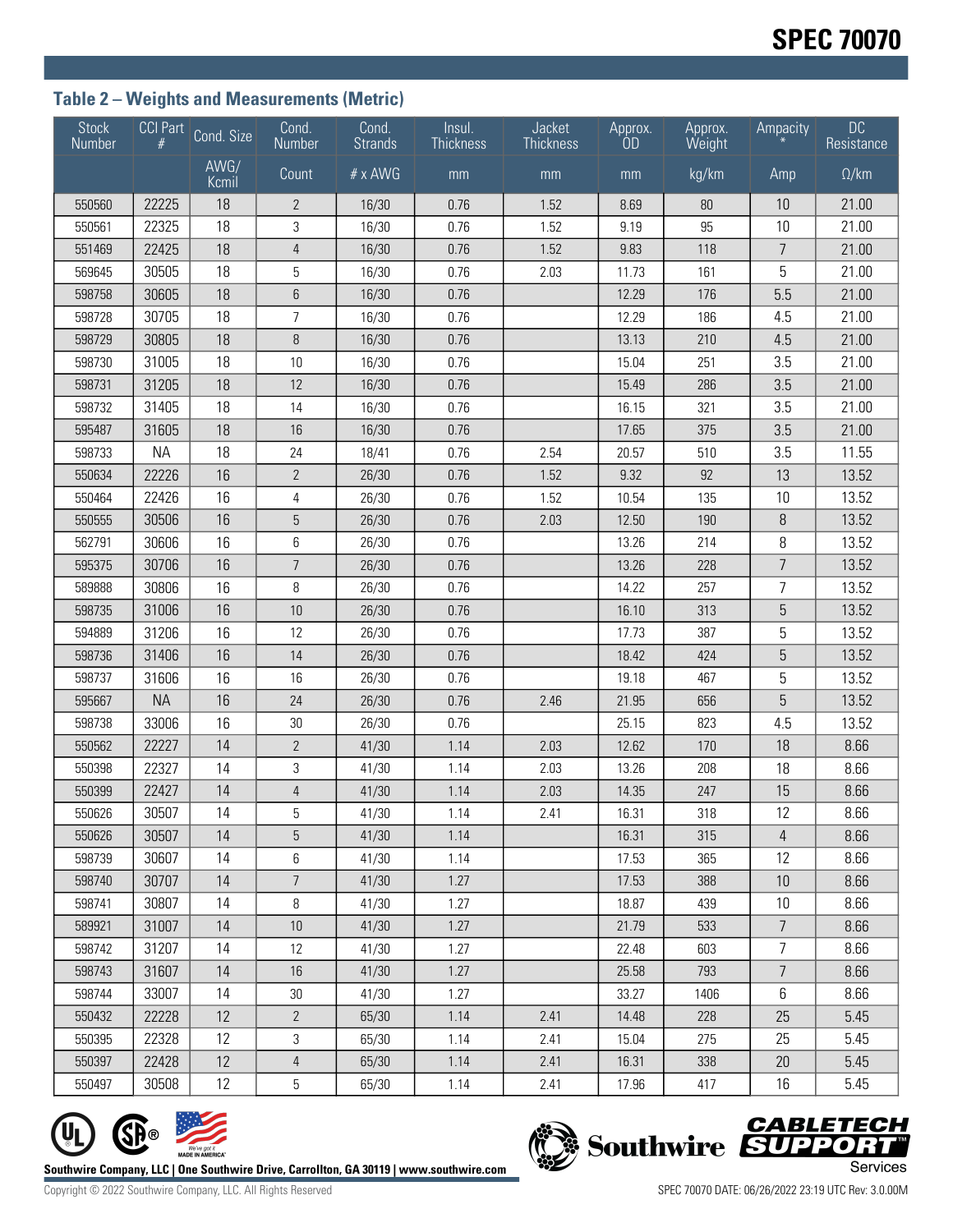## Table 2 – Weights and Measurements (Metric)

| Stock Number | CCI Part # | Cond. Size | Cond. Number | Cond. Strands | Insul. Thickness | Jacket Thickness | Approx. OD | Approx. Weight | Ampacity * | DC Resistance |
|---|---|---|---|---|---|---|---|---|---|---|
| | | AWG/ Kcmil | Count | # x AWG | mm | mm | mm | kg/km | Amp | Ω/km |
| 550560 | 22225 | 18 | 2 | 16/30 | 0.76 | 1.52 | 8.69 | 80 | 10 | 21.00 |
| 550561 | 22325 | 18 | 3 | 16/30 | 0.76 | 1.52 | 9.19 | 95 | 10 | 21.00 |
| 551469 | 22425 | 18 | 4 | 16/30 | 0.76 | 1.52 | 9.83 | 118 | 7 | 21.00 |
| 569645 | 30505 | 18 | 5 | 16/30 | 0.76 | 2.03 | 11.73 | 161 | 5 | 21.00 |
| 598758 | 30605 | 18 | 6 | 16/30 | 0.76 | | 12.29 | 176 | 5.5 | 21.00 |
| 598728 | 30705 | 18 | 7 | 16/30 | 0.76 | | 12.29 | 186 | 4.5 | 21.00 |
| 598729 | 30805 | 18 | 8 | 16/30 | 0.76 | | 13.13 | 210 | 4.5 | 21.00 |
| 598730 | 31005 | 18 | 10 | 16/30 | 0.76 | | 15.04 | 251 | 3.5 | 21.00 |
| 598731 | 31205 | 18 | 12 | 16/30 | 0.76 | | 15.49 | 286 | 3.5 | 21.00 |
| 598732 | 31405 | 18 | 14 | 16/30 | 0.76 | | 16.15 | 321 | 3.5 | 21.00 |
| 595487 | 31605 | 18 | 16 | 16/30 | 0.76 | | 17.65 | 375 | 3.5 | 21.00 |
| 598733 | NA | 18 | 24 | 18/41 | 0.76 | 2.54 | 20.57 | 510 | 3.5 | 11.55 |
| 550634 | 22226 | 16 | 2 | 26/30 | 0.76 | 1.52 | 9.32 | 92 | 13 | 13.52 |
| 550464 | 22426 | 16 | 4 | 26/30 | 0.76 | 1.52 | 10.54 | 135 | 10 | 13.52 |
| 550555 | 30506 | 16 | 5 | 26/30 | 0.76 | 2.03 | 12.50 | 190 | 8 | 13.52 |
| 562791 | 30606 | 16 | 6 | 26/30 | 0.76 | | 13.26 | 214 | 8 | 13.52 |
| 595375 | 30706 | 16 | 7 | 26/30 | 0.76 | | 13.26 | 228 | 7 | 13.52 |
| 589888 | 30806 | 16 | 8 | 26/30 | 0.76 | | 14.22 | 257 | 7 | 13.52 |
| 598735 | 31006 | 16 | 10 | 26/30 | 0.76 | | 16.10 | 313 | 5 | 13.52 |
| 594889 | 31206 | 16 | 12 | 26/30 | 0.76 | | 17.73 | 387 | 5 | 13.52 |
| 598736 | 31406 | 16 | 14 | 26/30 | 0.76 | | 18.42 | 424 | 5 | 13.52 |
| 598737 | 31606 | 16 | 16 | 26/30 | 0.76 | | 19.18 | 467 | 5 | 13.52 |
| 595667 | NA | 16 | 24 | 26/30 | 0.76 | 2.46 | 21.95 | 656 | 5 | 13.52 |
| 598738 | 33006 | 16 | 30 | 26/30 | 0.76 | | 25.15 | 823 | 4.5 | 13.52 |
| 550562 | 22227 | 14 | 2 | 41/30 | 1.14 | 2.03 | 12.62 | 170 | 18 | 8.66 |
| 550398 | 22327 | 14 | 3 | 41/30 | 1.14 | 2.03 | 13.26 | 208 | 18 | 8.66 |
| 550399 | 22427 | 14 | 4 | 41/30 | 1.14 | 2.03 | 14.35 | 247 | 15 | 8.66 |
| 550626 | 30507 | 14 | 5 | 41/30 | 1.14 | 2.41 | 16.31 | 318 | 12 | 8.66 |
| 550626 | 30507 | 14 | 5 | 41/30 | 1.14 | | 16.31 | 315 | 4 | 8.66 |
| 598739 | 30607 | 14 | 6 | 41/30 | 1.14 | | 17.53 | 365 | 12 | 8.66 |
| 598740 | 30707 | 14 | 7 | 41/30 | 1.27 | | 17.53 | 388 | 10 | 8.66 |
| 598741 | 30807 | 14 | 8 | 41/30 | 1.27 | | 18.87 | 439 | 10 | 8.66 |
| 589921 | 31007 | 14 | 10 | 41/30 | 1.27 | | 21.79 | 533 | 7 | 8.66 |
| 598742 | 31207 | 14 | 12 | 41/30 | 1.27 | | 22.48 | 603 | 7 | 8.66 |
| 598743 | 31607 | 14 | 16 | 41/30 | 1.27 | | 25.58 | 793 | 7 | 8.66 |
| 598744 | 33007 | 14 | 30 | 41/30 | 1.27 | | 33.27 | 1406 | 6 | 8.66 |
| 550432 | 22228 | 12 | 2 | 65/30 | 1.14 | 2.41 | 14.48 | 228 | 25 | 5.45 |
| 550395 | 22328 | 12 | 3 | 65/30 | 1.14 | 2.41 | 15.04 | 275 | 25 | 5.45 |
| 550397 | 22428 | 12 | 4 | 65/30 | 1.14 | 2.41 | 16.31 | 338 | 20 | 5.45 |
| 550497 | 30508 | 12 | 5 | 65/30 | 1.14 | 2.41 | 17.96 | 417 | 16 | 5.45 |

Southwire Company, LLC | One Southwire Drive, Carrollton, GA 30119 | www.southwire.com

Copyright © 2022 Southwire Company, LLC. All Rights Reserved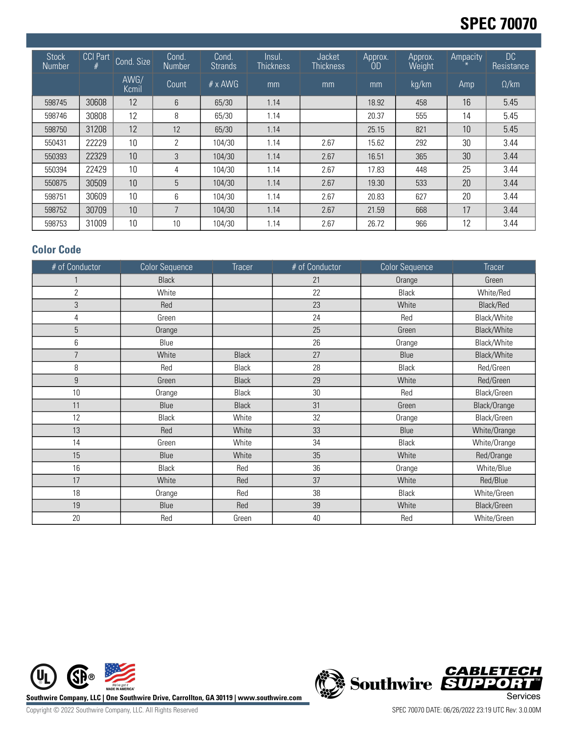# SPEC 70070

| Stock Number | CCI Part # | Cond. Size | Cond. Number | Cond. Strands | Insul. Thickness | Jacket Thickness | Approx. OD | Approx. Weight | Ampacity * | DC Resistance |
|---|---|---|---|---|---|---|---|---|---|---|
| | | AWG/ Kcmil | Count | # x AWG | mm | mm | mm | kg/km | Amp | Ω/km |
| 598745 | 30608 | 12 | 6 | 65/30 | 1.14 | | 18.92 | 458 | 16 | 5.45 |
| 598746 | 30808 | 12 | 8 | 65/30 | 1.14 | | 20.37 | 555 | 14 | 5.45 |
| 598750 | 31208 | 12 | 12 | 65/30 | 1.14 | | 25.15 | 821 | 10 | 5.45 |
| 550431 | 22229 | 10 | 2 | 104/30 | 1.14 | 2.67 | 15.62 | 292 | 30 | 3.44 |
| 550393 | 22329 | 10 | 3 | 104/30 | 1.14 | 2.67 | 16.51 | 365 | 30 | 3.44 |
| 550394 | 22429 | 10 | 4 | 104/30 | 1.14 | 2.67 | 17.83 | 448 | 25 | 3.44 |
| 550875 | 30509 | 10 | 5 | 104/30 | 1.14 | 2.67 | 19.30 | 533 | 20 | 3.44 |
| 598751 | 30609 | 10 | 6 | 104/30 | 1.14 | 2.67 | 20.83 | 627 | 20 | 3.44 |
| 598752 | 30709 | 10 | 7 | 104/30 | 1.14 | 2.67 | 21.59 | 668 | 17 | 3.44 |
| 598753 | 31009 | 10 | 10 | 104/30 | 1.14 | 2.67 | 26.72 | 966 | 12 | 3.44 |

## Color Code

| # of Conductor | Color Sequence | Tracer | # of Conductor | Color Sequence | Tracer |
|---|---|---|---|---|---|
| 1 | Black | | 21 | Orange | Green |
| 2 | White | | 22 | Black | White/Red |
| 3 | Red | | 23 | White | Black/Red |
| 4 | Green | | 24 | Red | Black/White |
| 5 | Orange | | 25 | Green | Black/White |
| 6 | Blue | | 26 | Orange | Black/White |
| 7 | White | Black | 27 | Blue | Black/White |
| 8 | Red | Black | 28 | Black | Red/Green |
| 9 | Green | Black | 29 | White | Red/Green |
| 10 | Orange | Black | 30 | Red | Black/Green |
| 11 | Blue | Black | 31 | Green | Black/Orange |
| 12 | Black | White | 32 | Orange | Black/Green |
| 13 | Red | White | 33 | Blue | White/Orange |
| 14 | Green | White | 34 | Black | White/Orange |
| 15 | Blue | White | 35 | White | Red/Orange |
| 16 | Black | Red | 36 | Orange | White/Blue |
| 17 | White | Red | 37 | White | Red/Blue |
| 18 | Orange | Red | 38 | Black | White/Green |
| 19 | Blue | Red | 39 | White | Black/Green |
| 20 | Red | Green | 40 | Red | White/Green |

Southwire Company, LLC | One Southwire Drive, Carrollton, GA 30119 | www.southwire.com

Copyright © 2022 Southwire Company, LLC. All Rights Reserved

SPEC 70070 DATE: 06/26/2022 23:19 UTC Rev: 3.0.00M